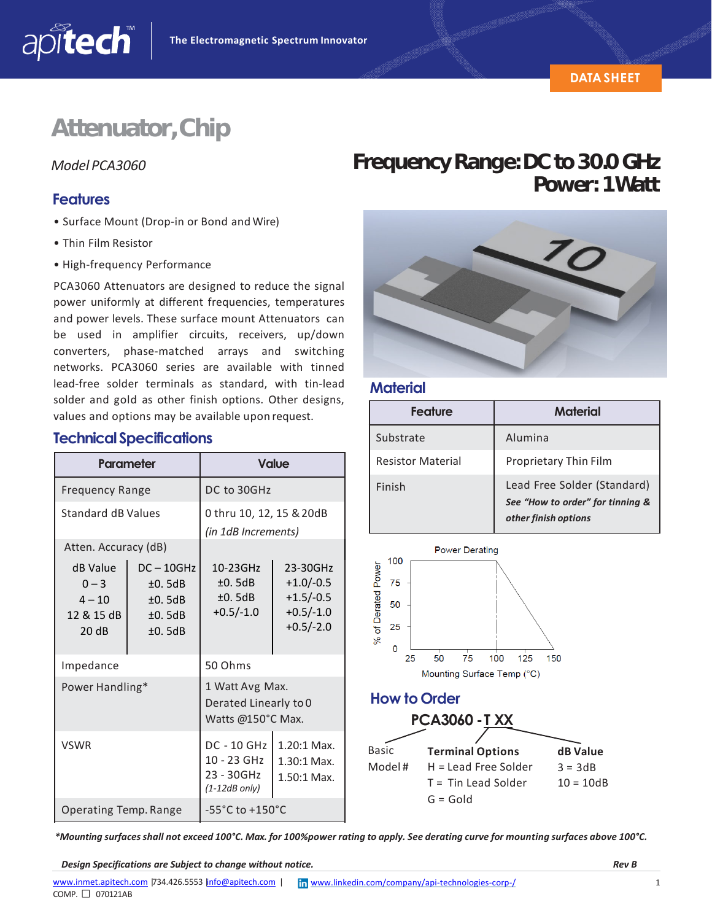# Attenuator, Chip

*Model PCA3060*

## Frequency Range: DC to 30.0 GHz
## Power: 1 Watt

### Features

- Surface Mount (Drop-in or Bond and Wire)
- Thin Film Resistor
- High-frequency Performance

PCA3060 Attenuators are designed to reduce the signal power uniformly at different frequencies, temperatures and power levels. These surface mount Attenuators can be used in amplifier circuits, receivers, up/down converters, phase-matched arrays and switching networks. PCA3060 series are available with tinned lead-free solder terminals as standard, with tin-lead solder and gold as other finish options. Other designs, values and options may be available upon request.

### Technical Specifications

| Parameter | Value | | |
|---|---|---|---|
| Frequency Range | DC to 30GHz | | |
| Standard dB Values | 0 thru 10, 12, 15 & 20dB *(in 1dB Increments)* | | |
| Atten. Accuracy (dB) | | | |
| dB Value | DC – 10GHz | 10-23GHz | 23-30GHz |
| 0 – 3 | ±0. 5dB | ±0. 5dB | +1.0/-0.5 |
| 4 – 10 | ±0. 5dB | ±0. 5dB | +1.5/-0.5 |
| 12 & 15 dB | ±0. 5dB | +0.5/-1.0 | +0.5/-1.0 |
| 20 dB | ±0. 5dB | | +0.5/-2.0 |
| Impedance | 50 Ohms | | |
| Power Handling* | 1 Watt Avg Max. Derated Linearly to 0 Watts @150°C Max. | | |
| VSWR | DC - 10 GHz | 1.20:1 Max. | |
| | 10 - 23 GHz | 1.30:1 Max. | |
| | 23 - 30GHz *(1-12dB only)* | 1.50:1 Max. | |
| Operating Temp. Range | -55°C to +150°C | | |

### Material

| Feature | Material |
|---|---|
| Substrate | Alumina |
| Resistor Material | Proprietary Thin Film |
| Finish | Lead Free Solder (Standard) ***See "How to order" for tinning & other finish options*** |

Power Derating

% of Derated Power (0, 25, 50, 75, 100) vs. Mounting Surface Temp (°C) (25, 50, 75, 100, 125, 150)

### How to Order

**PCA3060 - T XX**

| Basic Model # | **Terminal Options** | **dB Value** |
|---|---|---|
| | H = Lead Free Solder | 3 = 3dB |
| | T = Tin Lead Solder | 10 = 10dB |
| | G = Gold | |

***Mounting surfaces shall not exceed 100°C. Max. for 100% power rating to apply. See derating curve for mounting surfaces above 100°C.***

***Design Specifications are Subject to change without notice.*** ***Rev B***

www.inmet.apitech.com | 734.426.5553 | info@apitech.com | www.linkedin.com/company/api-technologies-corp-/

COMP. ☐ 070121AB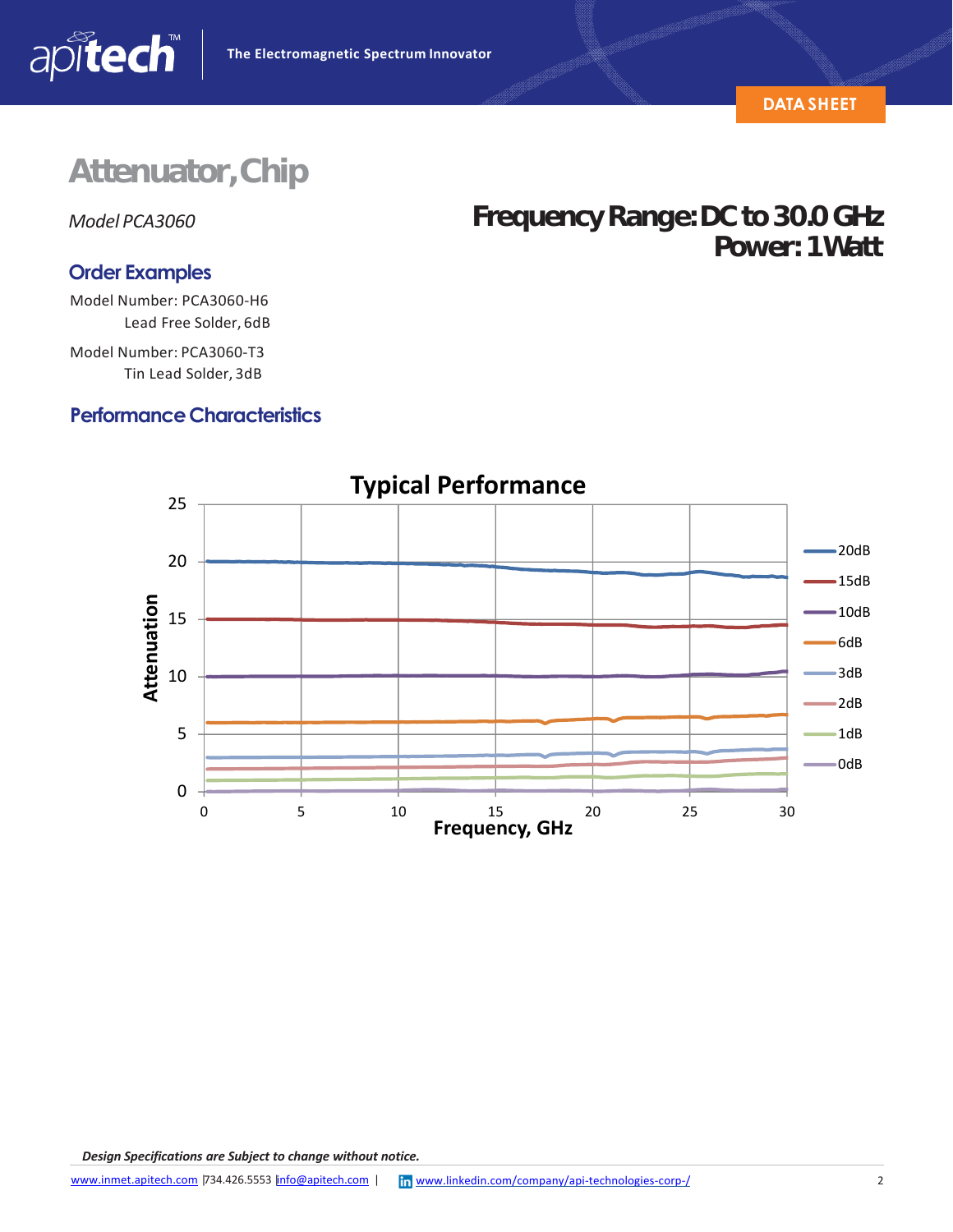# Attenuator, Chip

*Model PCA3060*

**Frequency Range: DC to 30.0 GHz**
**Power: 1 Watt**

## Order Examples

Model Number: PCA3060-H6
Lead Free Solder, 6dB

Model Number: PCA3060-T3
Tin Lead Solder, 3dB

## Performance Characteristics

***Design Specifications are Subject to change without notice.***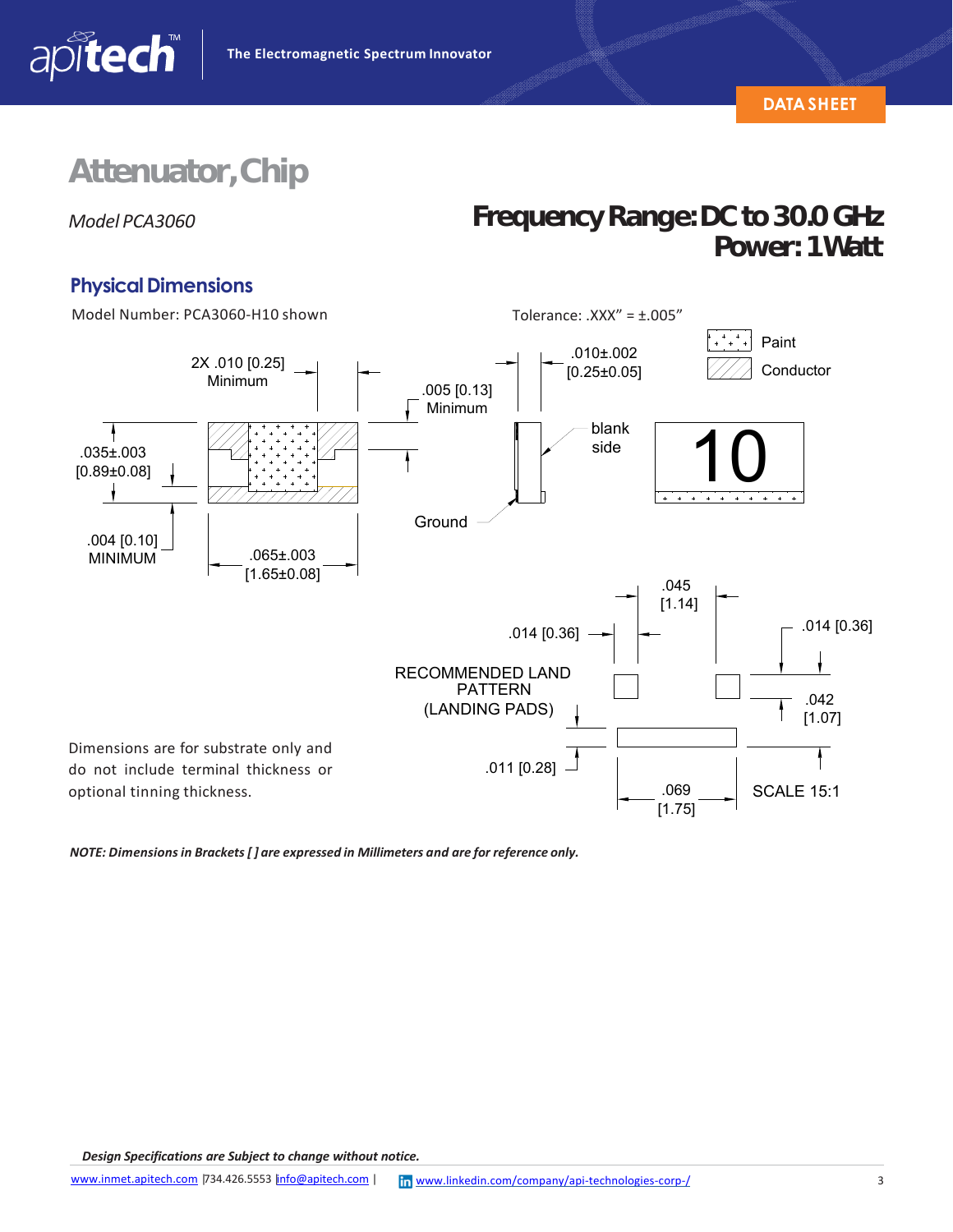# Attenuator, Chip

*Model PCA3060*

**Frequency Range: DC to 30.0 GHz**
**Power: 1 Watt**

## Physical Dimensions

Model Number: PCA3060-H10 shown

Tolerance: .XXX" = ±.005"

Paint
Conductor

2X .010 [0.25]
Minimum

.010±.002
[0.25±0.05]

.005 [0.13]
Minimum

blank
side

10

.035±.003
[0.89±0.08]

Ground

.004 [0.10]
MINIMUM

.065±.003
[1.65±0.08]

.045
[1.14]

.014 [0.36]

.014 [0.36]

RECOMMENDED LAND
PATTERN
(LANDING PADS)

.042
[1.07]

.011 [0.28]

.069
[1.75]

SCALE 15:1

Dimensions are for substrate only and do not include terminal thickness or optional tinning thickness.

***NOTE: Dimensions in Brackets [ ] are expressed in Millimeters and are for reference only.***

***Design Specifications are Subject to change without notice.***

www.inmet.apitech.com | 734.426.5553 | info@apitech.com | www.linkedin.com/company/api-technologies-corp-/